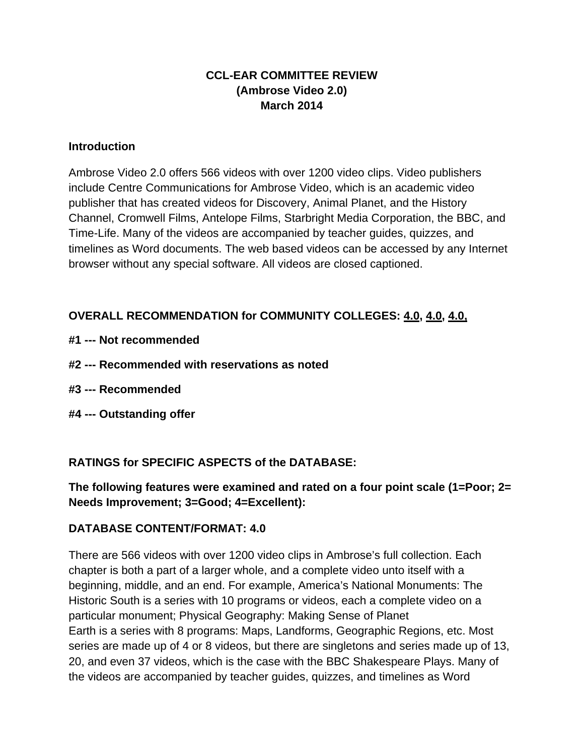# CCL-EAR COMMITTEE REVIEW
# (Ambrose Video 2.0)
# March 2014

**Introduction**

Ambrose Video 2.0 offers 566 videos with over 1200 video clips. Video publishers include Centre Communications for Ambrose Video, which is an academic video publisher that has created videos for Discovery, Animal Planet, and the History Channel, Cromwell Films, Antelope Films, Starbright Media Corporation, the BBC, and Time-Life. Many of the videos are accompanied by teacher guides, quizzes, and timelines as Word documents. The web based videos can be accessed by any Internet browser without any special software. All videos are closed captioned.

**OVERALL RECOMMENDATION for COMMUNITY COLLEGES: 4.0, 4.0, 4.0,**

**#1 --- Not recommended**

**#2 --- Recommended with reservations as noted**

**#3 --- Recommended**

**#4 --- Outstanding offer**

**RATINGS for SPECIFIC ASPECTS of the DATABASE:**

**The following features were examined and rated on a four point scale (1=Poor; 2= Needs Improvement; 3=Good; 4=Excellent):**

**DATABASE CONTENT/FORMAT: 4.0**

There are 566 videos with over 1200 video clips in Ambrose's full collection. Each chapter is both a part of a larger whole, and a complete video unto itself with a beginning, middle, and an end. For example, America's National Monuments: The Historic South is a series with 10 programs or videos, each a complete video on a particular monument; Physical Geography: Making Sense of Planet Earth is a series with 8 programs: Maps, Landforms, Geographic Regions, etc. Most series are made up of 4 or 8 videos, but there are singletons and series made up of 13, 20, and even 37 videos, which is the case with the BBC Shakespeare Plays. Many of the videos are accompanied by teacher guides, quizzes, and timelines as Word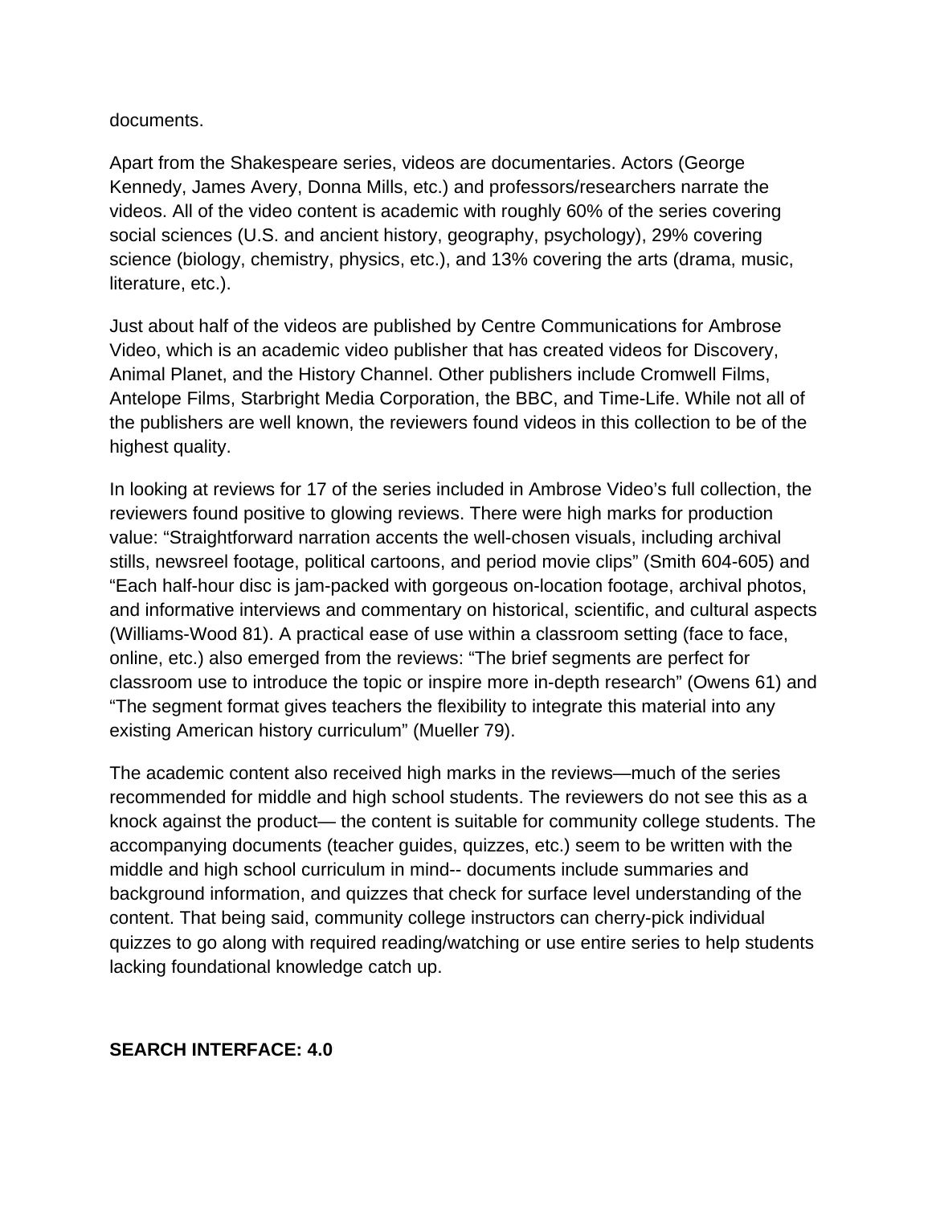documents.

Apart from the Shakespeare series, videos are documentaries. Actors (George Kennedy, James Avery, Donna Mills, etc.) and professors/researchers narrate the videos. All of the video content is academic with roughly 60% of the series covering social sciences (U.S. and ancient history, geography, psychology), 29% covering science (biology, chemistry, physics, etc.), and 13% covering the arts (drama, music, literature, etc.).

Just about half of the videos are published by Centre Communications for Ambrose Video, which is an academic video publisher that has created videos for Discovery, Animal Planet, and the History Channel. Other publishers include Cromwell Films, Antelope Films, Starbright Media Corporation, the BBC, and Time-Life. While not all of the publishers are well known, the reviewers found videos in this collection to be of the highest quality.

In looking at reviews for 17 of the series included in Ambrose Video's full collection, the reviewers found positive to glowing reviews. There were high marks for production value: "Straightforward narration accents the well-chosen visuals, including archival stills, newsreel footage, political cartoons, and period movie clips" (Smith 604-605) and "Each half-hour disc is jam-packed with gorgeous on-location footage, archival photos, and informative interviews and commentary on historical, scientific, and cultural aspects (Williams-Wood 81). A practical ease of use within a classroom setting (face to face, online, etc.) also emerged from the reviews: "The brief segments are perfect for classroom use to introduce the topic or inspire more in-depth research" (Owens 61) and "The segment format gives teachers the flexibility to integrate this material into any existing American history curriculum" (Mueller 79).

The academic content also received high marks in the reviews—much of the series recommended for middle and high school students. The reviewers do not see this as a knock against the product— the content is suitable for community college students. The accompanying documents (teacher guides, quizzes, etc.) seem to be written with the middle and high school curriculum in mind-- documents include summaries and background information, and quizzes that check for surface level understanding of the content. That being said, community college instructors can cherry-pick individual quizzes to go along with required reading/watching or use entire series to help students lacking foundational knowledge catch up.

**SEARCH INTERFACE: 4.0**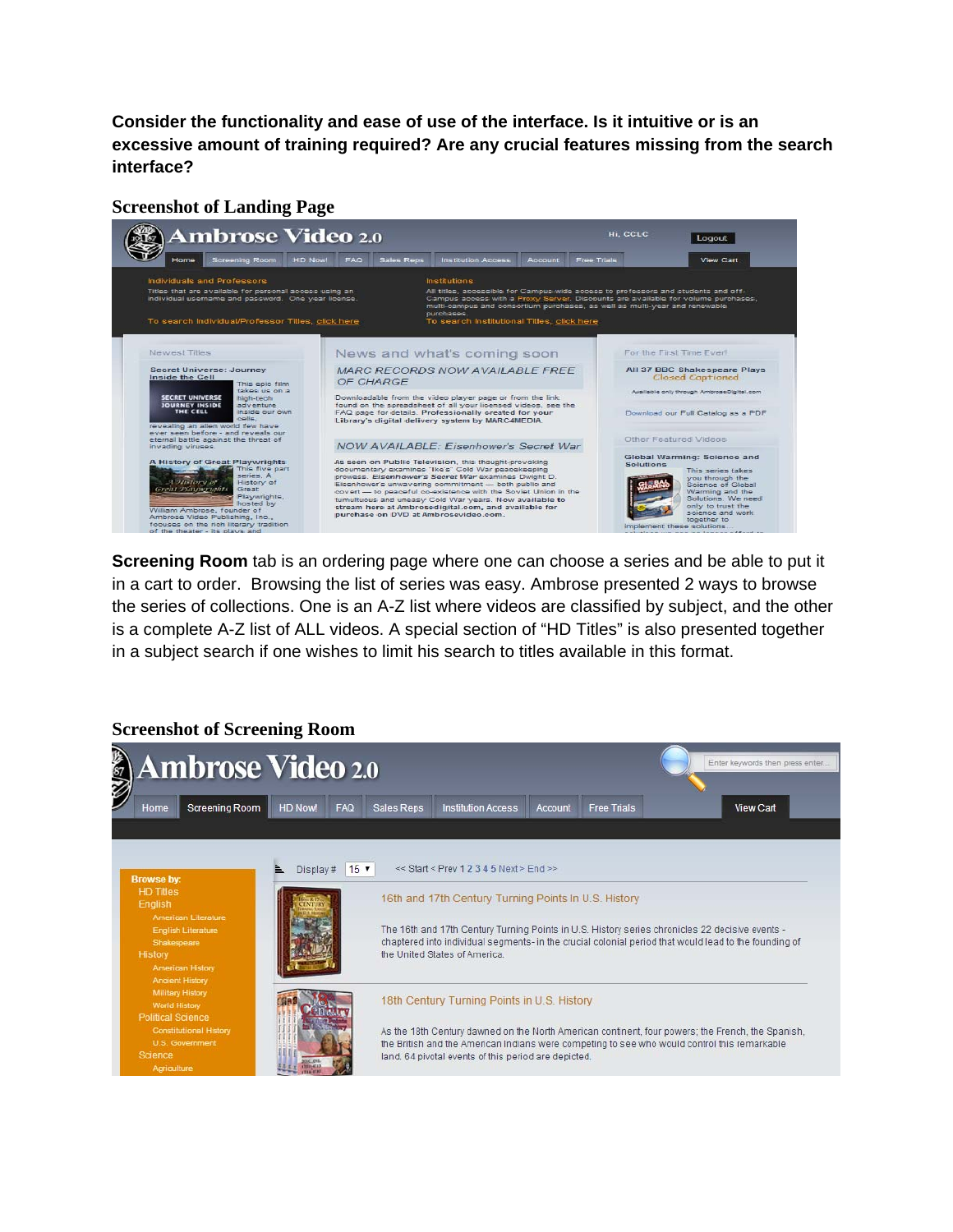**Consider the functionality and ease of use of the interface. Is it intuitive or is an excessive amount of training required? Are any crucial features missing from the search interface?**

**Screenshot of Landing Page**

**Screening Room** tab is an ordering page where one can choose a series and be able to put it in a cart to order. Browsing the list of series was easy. Ambrose presented 2 ways to browse the series of collections. One is an A-Z list where videos are classified by subject, and the other is a complete A-Z list of ALL videos. A special section of "HD Titles" is also presented together in a subject search if one wishes to limit his search to titles available in this format.

**Screenshot of Screening Room**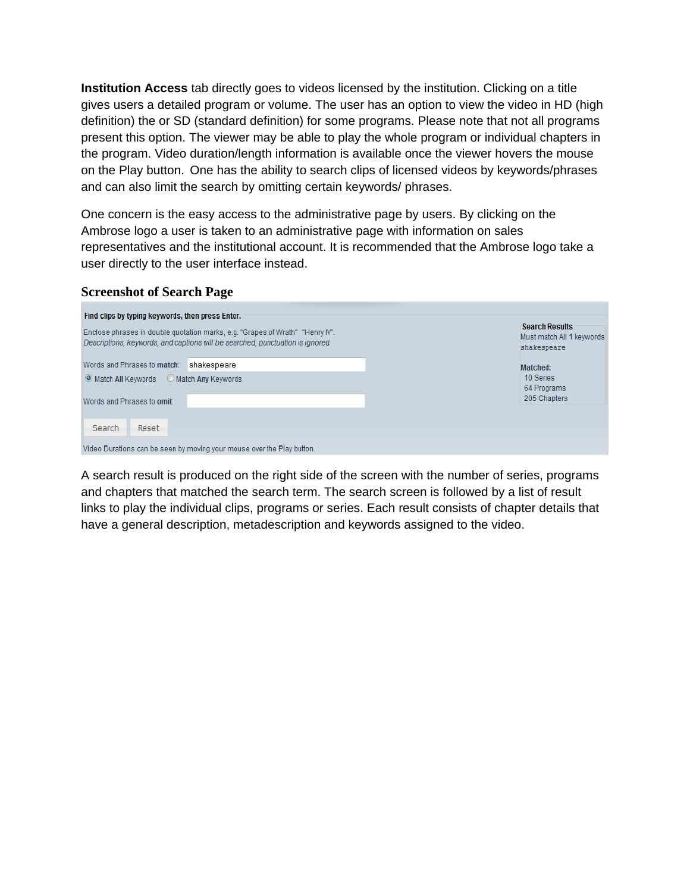**Institution Access** tab directly goes to videos licensed by the institution. Clicking on a title gives users a detailed program or volume. The user has an option to view the video in HD (high definition) the or SD (standard definition) for some programs. Please note that not all programs present this option. The viewer may be able to play the whole program or individual chapters in the program. Video duration/length information is available once the viewer hovers the mouse on the Play button. One has the ability to search clips of licensed videos by keywords/phrases and can also limit the search by omitting certain keywords/ phrases.

One concern is the easy access to the administrative page by users. By clicking on the Ambrose logo a user is taken to an administrative page with information on sales representatives and the institutional account. It is recommended that the Ambrose logo take a user directly to the user interface instead.

### Screenshot of Search Page

**Find clips by typing keywords, then press Enter.**

Enclose phrases in double quotation marks, e.g. "Grapes of Wrath" "Henry IV".
*Descriptions, keywords, and captions will be searched; punctuation is ignored.*

Words and Phrases to **match**: shakespeare

(•) Match **All** Keywords ( ) Match **Any** Keywords

Words and Phrases to **omit**:

Search Reset

Video Durations can be seen by moving your mouse over the Play button.

**Search Results**
Must match All 1 keywords
shakespeare

**Matched:**
10 Series
64 Programs
205 Chapters

A search result is produced on the right side of the screen with the number of series, programs and chapters that matched the search term. The search screen is followed by a list of result links to play the individual clips, programs or series. Each result consists of chapter details that have a general description, metadescription and keywords assigned to the video.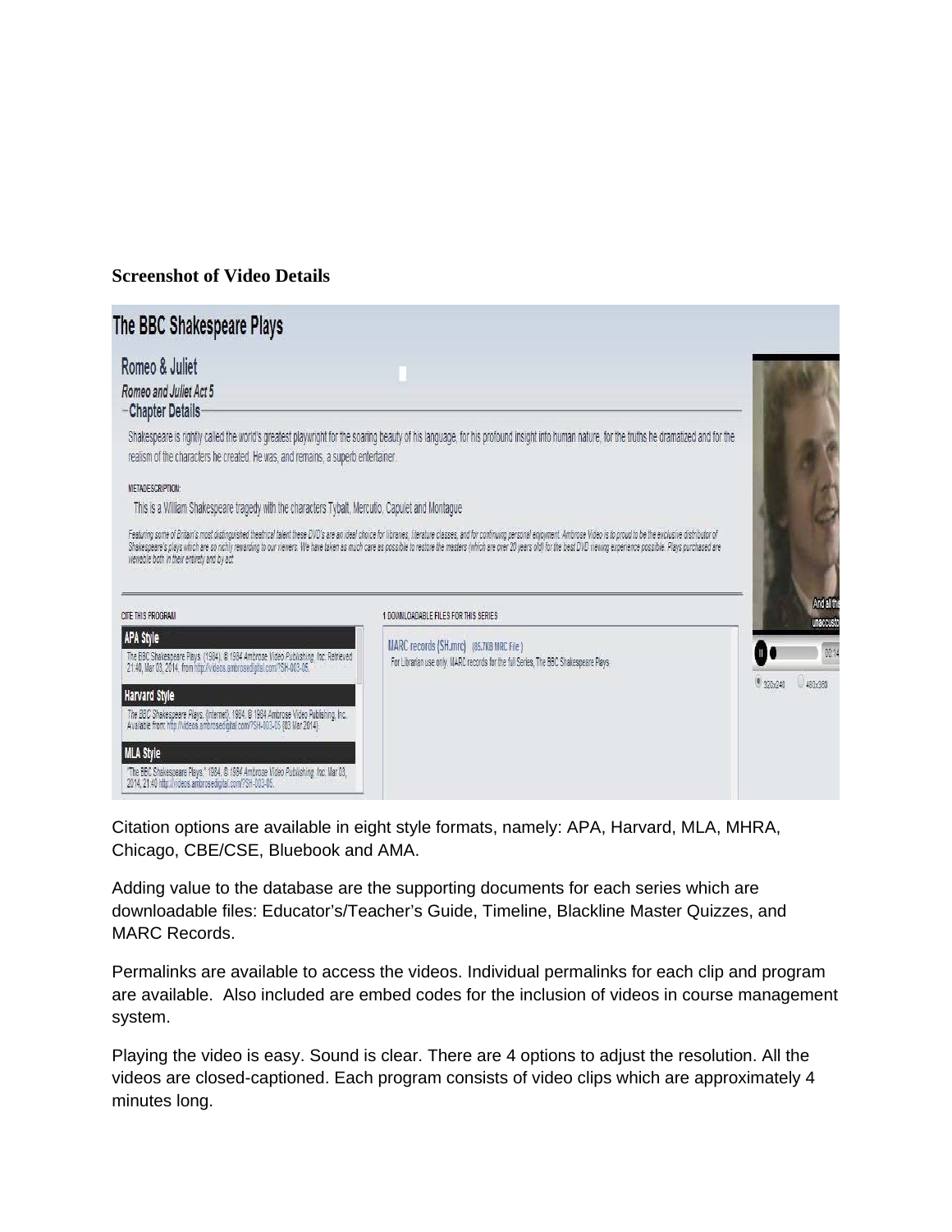**Screenshot of Video Details**

Citation options are available in eight style formats, namely: APA, Harvard, MLA, MHRA, Chicago, CBE/CSE, Bluebook and AMA.

Adding value to the database are the supporting documents for each series which are downloadable files: Educator's/Teacher's Guide, Timeline, Blackline Master Quizzes, and MARC Records.

Permalinks are available to access the videos. Individual permalinks for each clip and program are available. Also included are embed codes for the inclusion of videos in course management system.

Playing the video is easy. Sound is clear. There are 4 options to adjust the resolution. All the videos are closed-captioned. Each program consists of video clips which are approximately 4 minutes long.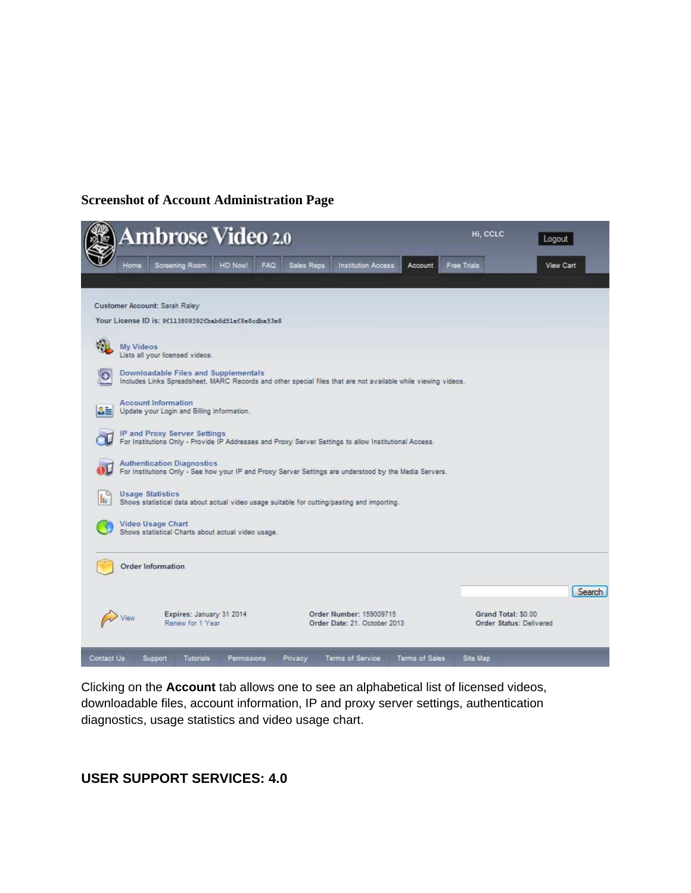**Screenshot of Account Administration Page**

Ambrose Video 2.0

Hi, CCLC

Logout

Home | Screening Room | HD Now! | FAQ | Sales Reps | Institution Access | Account | Free Trials

View Cart

Customer Account: Sarah Raley

Your License ID is: 9f113809392fbab6d51af8e8cdba53e8

**My Videos**
Lists all your licensed videos.

**Downloadable Files and Supplementals**
Includes Links Spreadsheet, MARC Records and other special files that are not available while viewing videos.

**Account Information**
Update your Login and Billing information.

**IP and Proxy Server Settings**
For Institutions Only - Provide IP Addresses and Proxy Server Settings to allow Institutional Access.

**Authentication Diagnostics**
For Institutions Only - See how your IP and Proxy Server Settings are understood by the Media Servers.

**Usage Statistics**
Shows statistical data about actual video usage suitable for cutting/pasting and importing.

**Video Usage Chart**
Shows statistical Charts about actual video usage.

**Order Information**

Search

View

Expires: January 31 2014
Renew for 1 Year

Order Number: 159009715
Order Date: 21. October 2013

Grand Total: $0.00
Order Status: Delivered

Contact Us | Support | Tutorials | Permissions | Privacy | Terms of Service | Terms of Sales | Site Map

Clicking on the **Account** tab allows one to see an alphabetical list of licensed videos, downloadable files, account information, IP and proxy server settings, authentication diagnostics, usage statistics and video usage chart.

**USER SUPPORT SERVICES: 4.0**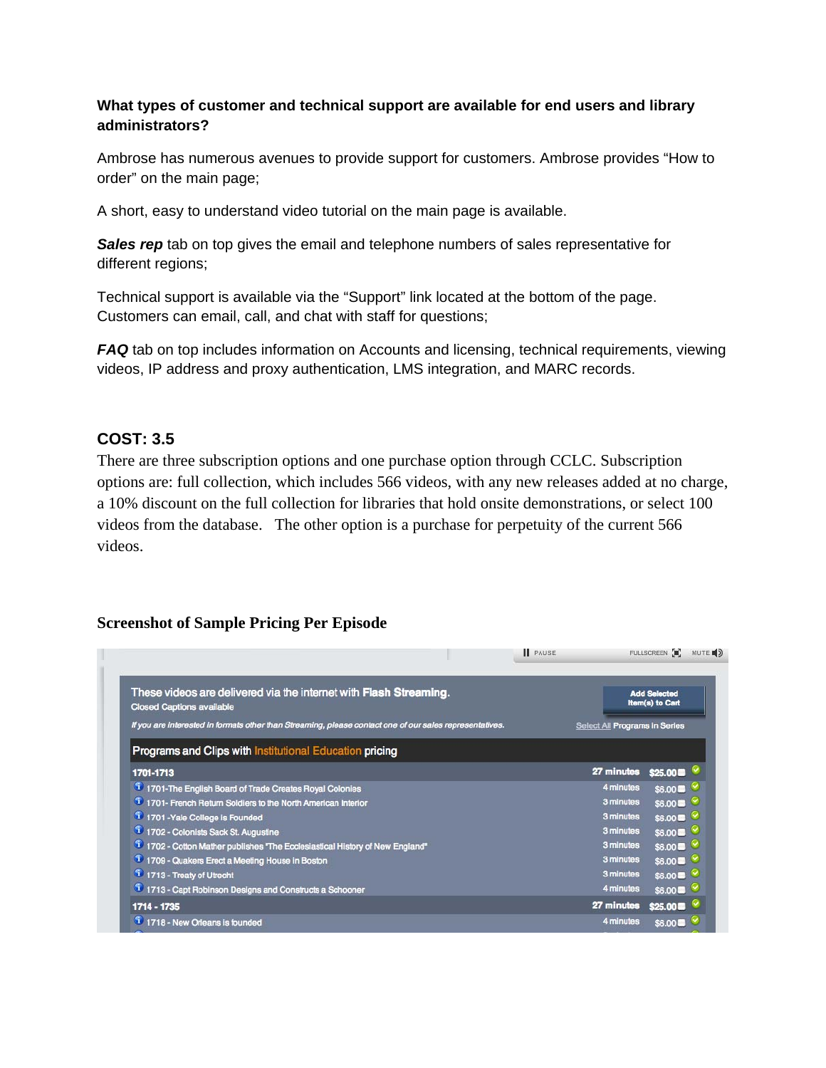**What types of customer and technical support are available for end users and library administrators?**

Ambrose has numerous avenues to provide support for customers. Ambrose provides "How to order" on the main page;

A short, easy to understand video tutorial on the main page is available.

***Sales rep*** tab on top gives the email and telephone numbers of sales representative for different regions;

Technical support is available via the "Support" link located at the bottom of the page. Customers can email, call, and chat with staff for questions;

***FAQ*** tab on top includes information on Accounts and licensing, technical requirements, viewing videos, IP address and proxy authentication, LMS integration, and MARC records.

## COST: 3.5

There are three subscription options and one purchase option through CCLC. Subscription options are: full collection, which includes 566 videos, with any new releases added at no charge, a 10% discount on the full collection for libraries that hold onsite demonstrations, or select 100 videos from the database. The other option is a purchase for perpetuity of the current 566 videos.

**Screenshot of Sample Pricing Per Episode**

PAUSE FULLSCREEN MUTE

These videos are delivered via the internet with **Flash Streaming**.
Closed Captions available

*If you are interested in formats other than Streaming, please contact one of our sales representatives.*

Add Selected Item(s) to Cart

Select All Programs in Series

Programs and Clips with Institutional Education pricing

| Program | Length | Price |
|---|---|---|
| **1701-1713** | **27 minutes** | **$25.00** |
| 1701-The English Board of Trade Creates Royal Colonies | 4 minutes | $6.00 |
| 1701- French Return Soldiers to the North American Interior | 3 minutes | $6.00 |
| 1701 -Yale College is Founded | 3 minutes | $6.00 |
| 1702 - Colonists Sack St. Augustine | 3 minutes | $6.00 |
| 1702 - Cotton Mather publishes "The Ecclesiastical History of New England" | 3 minutes | $6.00 |
| 1709 - Quakers Erect a Meeting House in Boston | 3 minutes | $6.00 |
| 1713 - Treaty of Utrecht | 3 minutes | $6.00 |
| 1713 - Capt Robinson Designs and Constructs a Schooner | 4 minutes | $6.00 |
| **1714 - 1735** | **27 minutes** | **$25.00** |
| 1718 - New Orleans is founded | 4 minutes | $6.00 |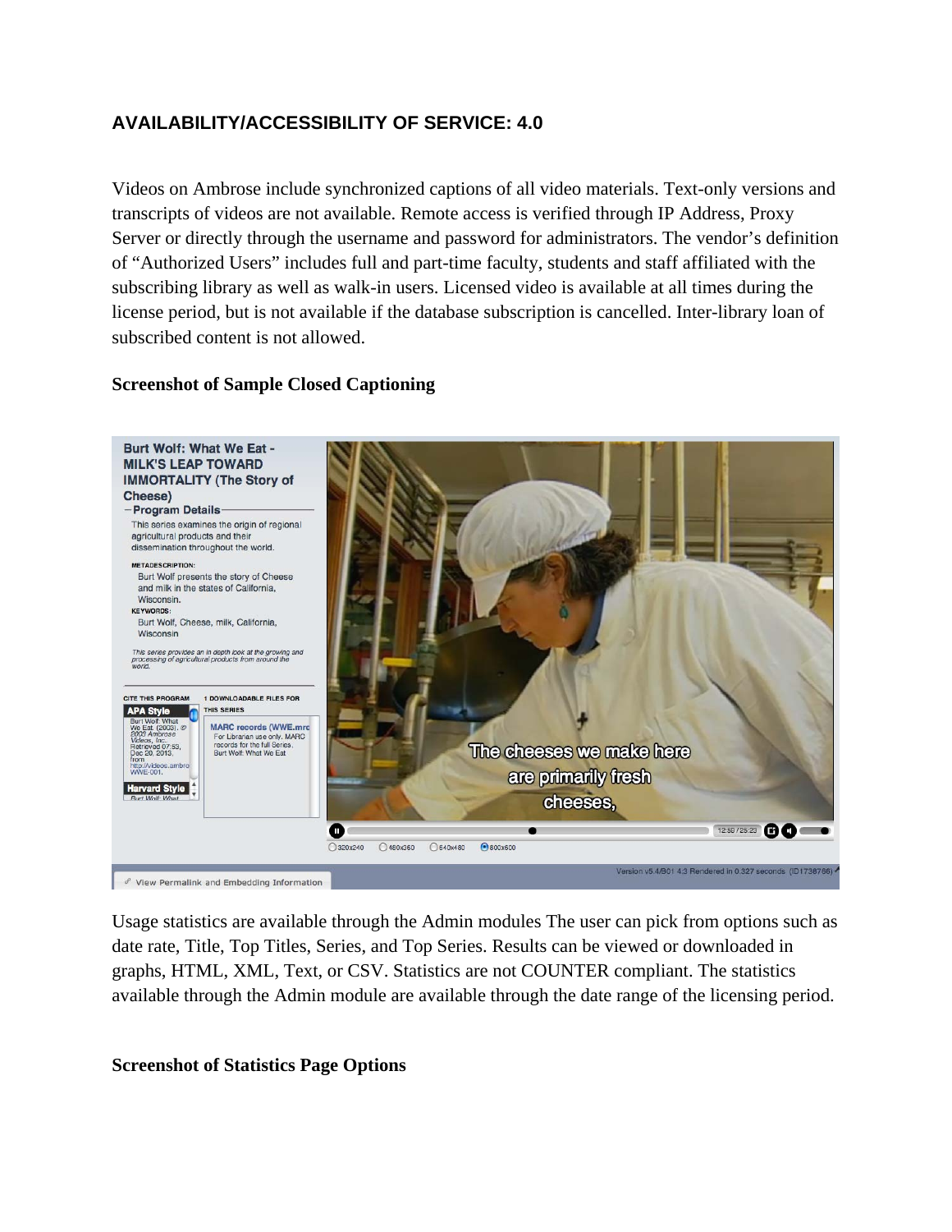## AVAILABILITY/ACCESSIBILITY OF SERVICE: 4.0

Videos on Ambrose include synchronized captions of all video materials. Text-only versions and transcripts of videos are not available. Remote access is verified through IP Address, Proxy Server or directly through the username and password for administrators. The vendor's definition of "Authorized Users" includes full and part-time faculty, students and staff affiliated with the subscribing library as well as walk-in users. Licensed video is available at all times during the license period, but is not available if the database subscription is cancelled. Inter-library loan of subscribed content is not allowed.

**Screenshot of Sample Closed Captioning**

Usage statistics are available through the Admin modules The user can pick from options such as date rate, Title, Top Titles, Series, and Top Series. Results can be viewed or downloaded in graphs, HTML, XML, Text, or CSV. Statistics are not COUNTER compliant. The statistics available through the Admin module are available through the date range of the licensing period.

**Screenshot of Statistics Page Options**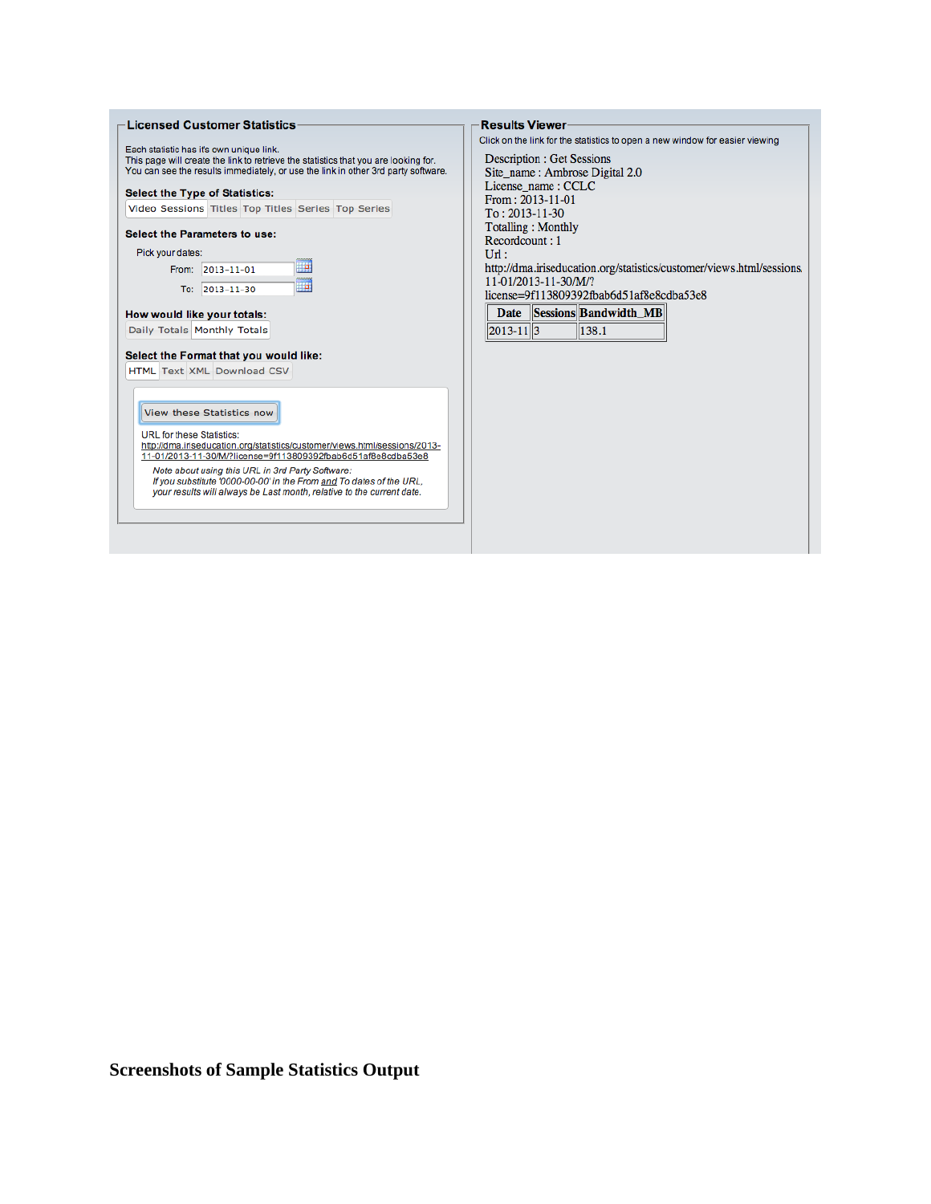**Licensed Customer Statistics**

Each statistic has it's own unique link.
This page will create the link to retrieve the statistics that you are looking for.
You can see the results immediately, or use the link in other 3rd party software.

**Select the Type of Statistics:**

Video Sessions | Titles | Top Titles | Series | Top Series

**Select the Parameters to use:**

Pick your dates:

From: 2013-11-01

To: 2013-11-30

**How would like your totals:**

Daily Totals | Monthly Totals

**Select the Format that you would like:**

HTML | Text | XML | Download CSV

View these Statistics now

URL for these Statistics:
http://dma.iriseducation.org/statistics/customer/views.html/sessions/2013-11-01/2013-11-30/M/?license=9f113809392fbab6d51af8e8cdba53e8

*Note about using this URL in 3rd Party Software:*
*If you substitute '0000-00-00' in the From and To dates of the URL, your results will always be Last month, relative to the current date.*

**Results Viewer**

Click on the link for the statistics to open a new window for easier viewing

Description : Get Sessions
Site_name : Ambrose Digital 2.0
License_name : CCLC
From : 2013-11-01
To : 2013-11-30
Totalling : Monthly
Recordcount : 1
Url :
http://dma.iriseducation.org/statistics/customer/views.html/sessions 11-01/2013-11-30/M/?license=9f113809392fbab6d51af8e8cdba53e8

| Date | Sessions | Bandwidth_MB |
|---|---|---|
| 2013-11 | 3 | 138.1 |

**Screenshots of Sample Statistics Output**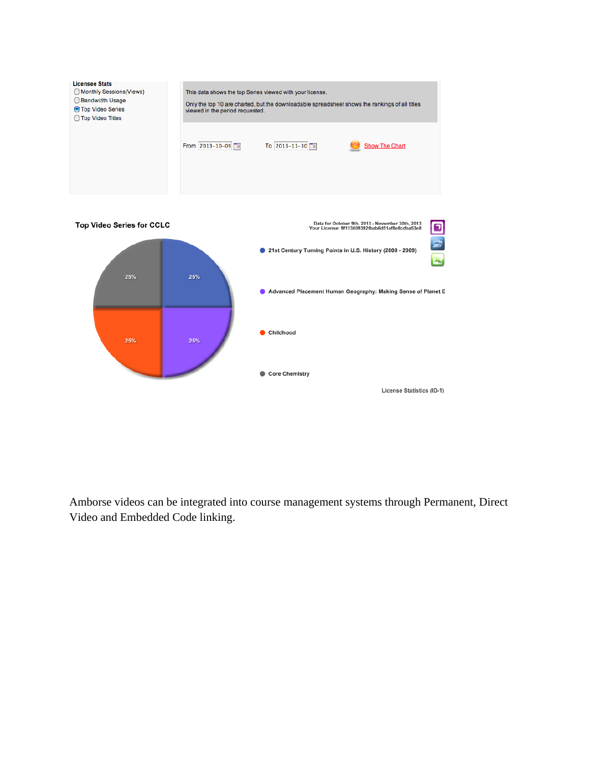**Licensee Stats**

- Monthly Sessions(Views)
- Bandwidth Usage
- Top Video Series
- Top Video Titles

This data shows the top Series viewed with your license.

Only the top 10 are charted, but the downloadable spreadsheet shows the rankings of all titles viewed in the period requested.

From 2013-10-09 To 2013-11-30 Show The Chart

**Top Video Series for CCLC**

Data for October 9th, 2013 - November 30th, 2013
Your License: 9f113809392fbab6d51af8e8cdba53e8

- 21st Century Turning Points in U.S. History (2000 - 2009) — 25%
- Advanced Placement Human Geography: Making Sense of Planet E — 25%
- Childhood — 25%
- Core Chemistry — 25%

License Statistics (ID-1)

Amborse videos can be integrated into course management systems through Permanent, Direct Video and Embedded Code linking.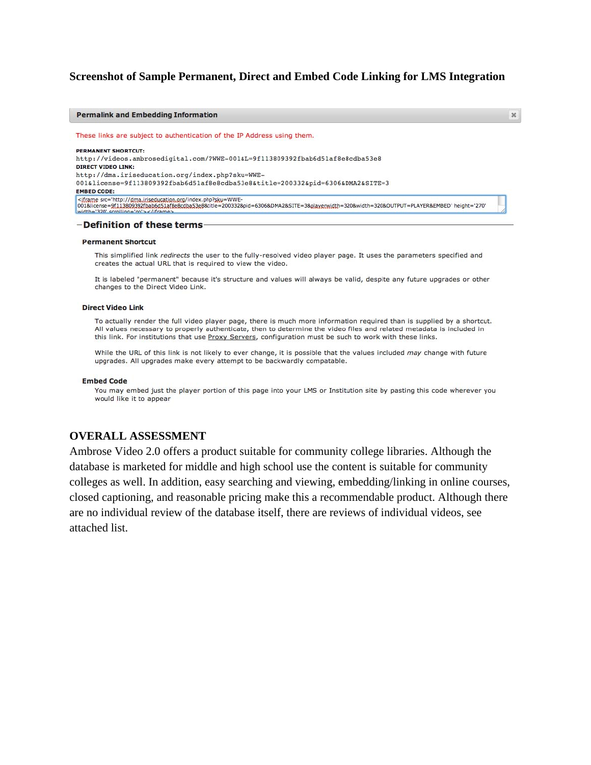**Screenshot of Sample Permanent, Direct and Embed Code Linking for LMS Integration**

**Permalink and Embedding Information**

These links are subject to authentication of the IP Address using them.

**PERMANENT SHORTCUT:**
http://videos.ambrosedigital.com/?WWE-001&L=9f113809392fbab6d51af8e8cdba53e8

**DIRECT VIDEO LINK:**
http://dma.iriseducation.org/index.php?sku=WWE-001&license=9f113809392fbab6d51af8e8cdba53e8&title=200332&pid=6306&DMA2&SITE=3

**EMBED CODE:**

```
<iframe src='http://dma.iriseducation.org/index.php?sku=WWE-001&license=9f113809392fbab6d51af8e8cdba53e8&title=200332&pid=6306&DMA2&SITE=3&playerwidth=320&width=320&OUTPUT=PLAYER&EMBED' height='270' width='320' scrolling='no'></iframe>
```

**Definition of these terms**

**Permanent Shortcut**

This simplified link *redirects* the user to the fully-resolved video player page. It uses the parameters specified and creates the actual URL that is required to view the video.

It is labeled "permanent" because it's structure and values will always be valid, despite any future upgrades or other changes to the Direct Video Link.

**Direct Video Link**

To actually render the full video player page, there is much more information required than is supplied by a shortcut. All values necessary to properly authenticate, then to determine the video files and related metadata is included in this link. For institutions that use Proxy Servers, configuration must be such to work with these links.

While the URL of this link is not likely to ever change, it is possible that the values included *may* change with future upgrades. All upgrades make every attempt to be backwardly compatable.

**Embed Code**

You may embed just the player portion of this page into your LMS or Institution site by pasting this code wherever you would like it to appear

## OVERALL ASSESSMENT

Ambrose Video 2.0 offers a product suitable for community college libraries. Although the database is marketed for middle and high school use the content is suitable for community colleges as well. In addition, easy searching and viewing, embedding/linking in online courses, closed captioning, and reasonable pricing make this a recommendable product. Although there are no individual review of the database itself, there are reviews of individual videos, see attached list.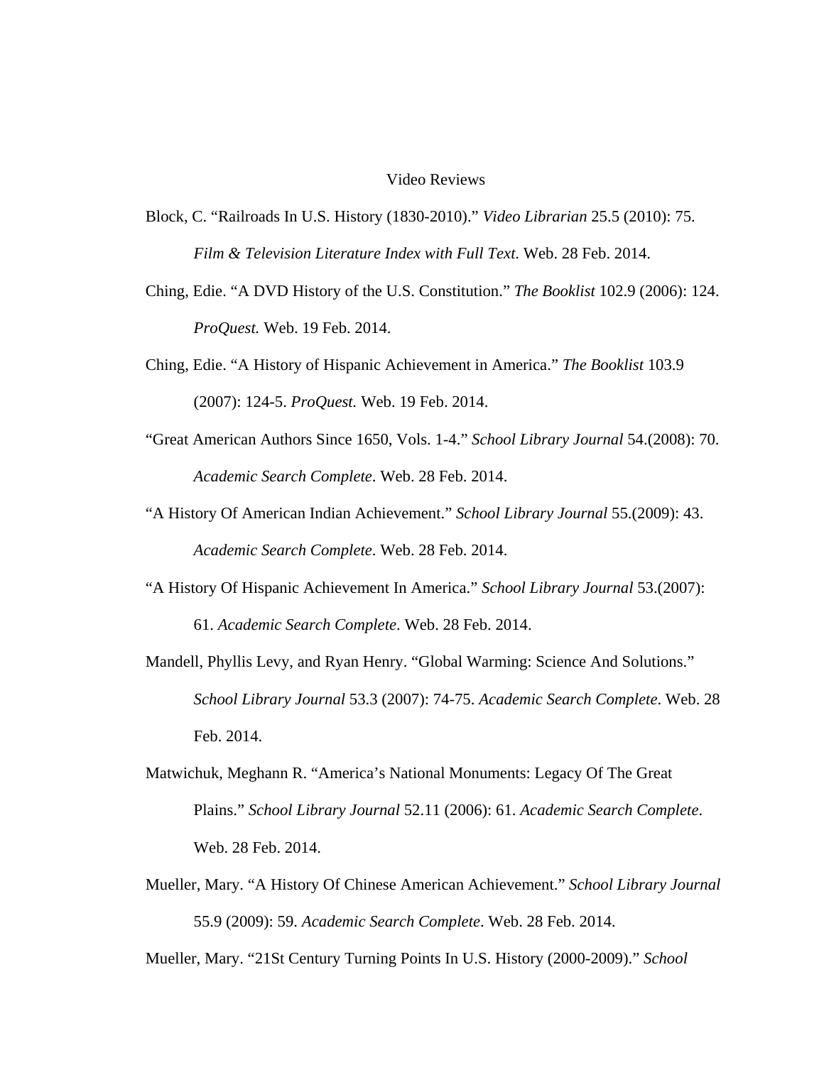# Video Reviews

Block, C. "Railroads In U.S. History (1830-2010)." *Video Librarian* 25.5 (2010): 75. *Film & Television Literature Index with Full Text.* Web. 28 Feb. 2014.

Ching, Edie. "A DVD History of the U.S. Constitution." *The Booklist* 102.9 (2006): 124. *ProQuest.* Web. 19 Feb. 2014.

Ching, Edie. "A History of Hispanic Achievement in America." *The Booklist* 103.9 (2007): 124-5. *ProQuest.* Web. 19 Feb. 2014.

"Great American Authors Since 1650, Vols. 1-4." *School Library Journal* 54.(2008): 70. *Academic Search Complete*. Web. 28 Feb. 2014.

"A History Of American Indian Achievement." *School Library Journal* 55.(2009): 43. *Academic Search Complete*. Web. 28 Feb. 2014.

"A History Of Hispanic Achievement In America." *School Library Journal* 53.(2007): 61. *Academic Search Complete*. Web. 28 Feb. 2014.

Mandell, Phyllis Levy, and Ryan Henry. "Global Warming: Science And Solutions." *School Library Journal* 53.3 (2007): 74-75. *Academic Search Complete*. Web. 28 Feb. 2014.

Matwichuk, Meghann R. "America's National Monuments: Legacy Of The Great Plains." *School Library Journal* 52.11 (2006): 61. *Academic Search Complete*. Web. 28 Feb. 2014.

Mueller, Mary. "A History Of Chinese American Achievement." *School Library Journal* 55.9 (2009): 59. *Academic Search Complete*. Web. 28 Feb. 2014.

Mueller, Mary. "21St Century Turning Points In U.S. History (2000-2009)." *School*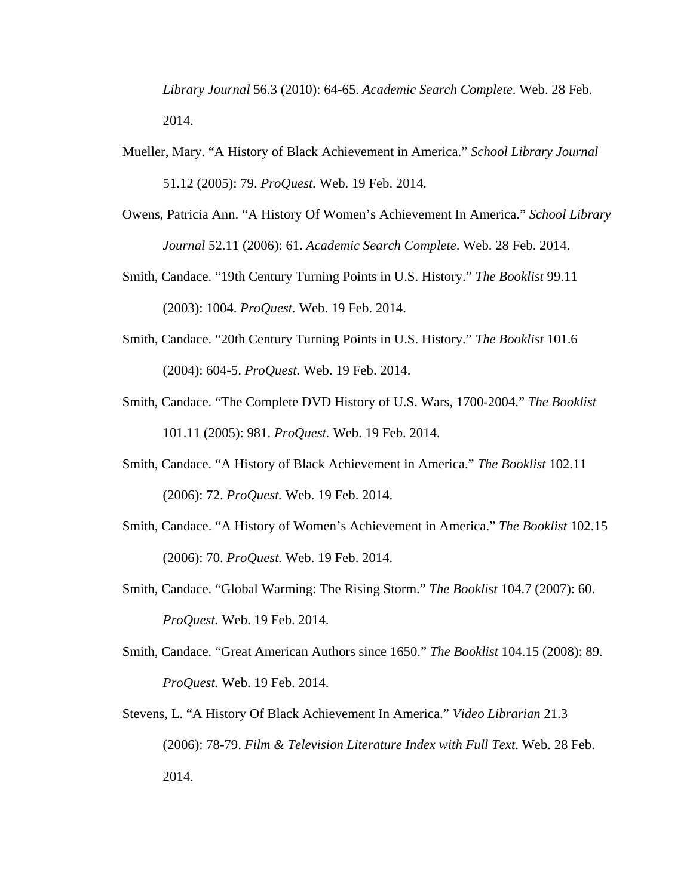*Library Journal* 56.3 (2010): 64-65. *Academic Search Complete*. Web. 28 Feb. 2014.

Mueller, Mary. “A History of Black Achievement in America.” *School Library Journal* 51.12 (2005): 79. *ProQuest.* Web. 19 Feb. 2014.

Owens, Patricia Ann. “A History Of Women’s Achievement In America.” *School Library Journal* 52.11 (2006): 61. *Academic Search Complete*. Web. 28 Feb. 2014.

Smith, Candace. “19th Century Turning Points in U.S. History.” *The Booklist* 99.11 (2003): 1004. *ProQuest.* Web. 19 Feb. 2014.

Smith, Candace. “20th Century Turning Points in U.S. History.” *The Booklist* 101.6 (2004): 604-5. *ProQuest.* Web. 19 Feb. 2014.

Smith, Candace. “The Complete DVD History of U.S. Wars, 1700-2004.” *The Booklist* 101.11 (2005): 981. *ProQuest.* Web. 19 Feb. 2014.

Smith, Candace. “A History of Black Achievement in America.” *The Booklist* 102.11 (2006): 72. *ProQuest.* Web. 19 Feb. 2014.

Smith, Candace. “A History of Women’s Achievement in America.” *The Booklist* 102.15 (2006): 70. *ProQuest.* Web. 19 Feb. 2014.

Smith, Candace. “Global Warming: The Rising Storm.” *The Booklist* 104.7 (2007): 60. *ProQuest.* Web. 19 Feb. 2014.

Smith, Candace. “Great American Authors since 1650.” *The Booklist* 104.15 (2008): 89. *ProQuest.* Web. 19 Feb. 2014.

Stevens, L. “A History Of Black Achievement In America.” *Video Librarian* 21.3 (2006): 78-79. *Film & Television Literature Index with Full Text*. Web. 28 Feb. 2014.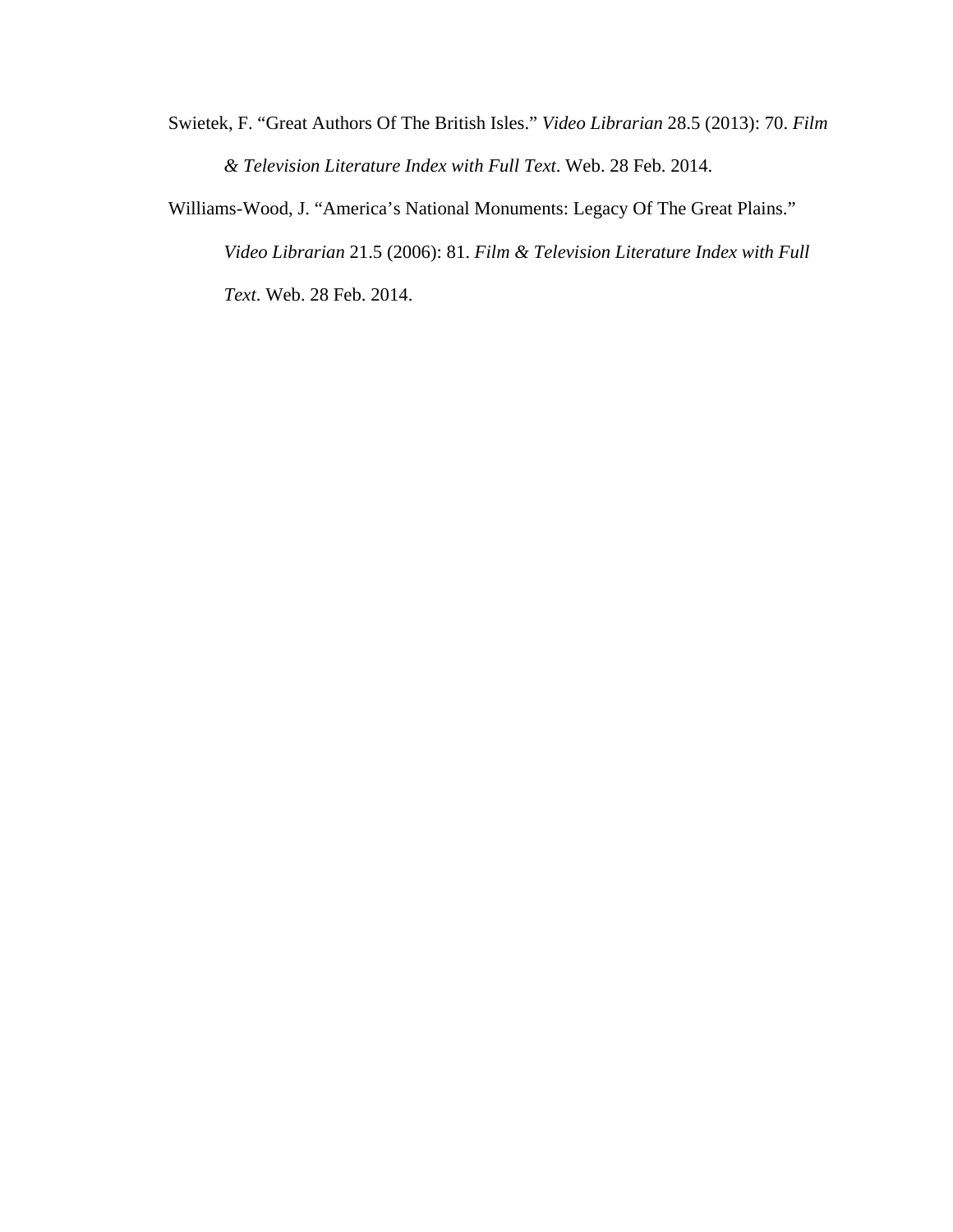Swietek, F. "Great Authors Of The British Isles." *Video Librarian* 28.5 (2013): 70. *Film & Television Literature Index with Full Text*. Web. 28 Feb. 2014.

Williams-Wood, J. "America's National Monuments: Legacy Of The Great Plains." *Video Librarian* 21.5 (2006): 81. *Film & Television Literature Index with Full Text*. Web. 28 Feb. 2014.